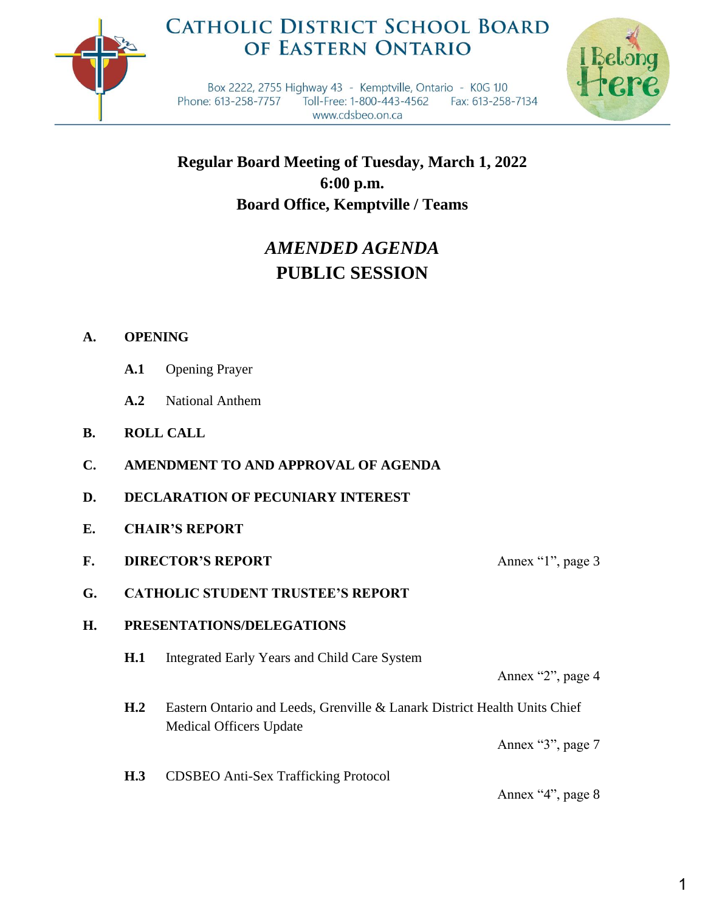# CATHOLIC DISTRICT SCHOOL BOARD OF EASTERN ONTARIO

Box 2222, 2755 Highway 43 - Kemptville, Ontario - K0G 1J0
Phone: 613-258-7757 Toll-Free: 1-800-443-4562 Fax: 613-258-7134
www.cdsbeo.on.ca

I Belong Here

**Regular Board Meeting of Tuesday, March 1, 2022**
**6:00 p.m.**
**Board Office, Kemptville / Teams**

## *AMENDED AGENDA*
## PUBLIC SESSION

**A. OPENING**

- **A.1** Opening Prayer
- **A.2** National Anthem

**B. ROLL CALL**

**C. AMENDMENT TO AND APPROVAL OF AGENDA**

**D. DECLARATION OF PECUNIARY INTEREST**

**E. CHAIR'S REPORT**

**F. DIRECTOR'S REPORT** — Annex "1", page 3

**G. CATHOLIC STUDENT TRUSTEE'S REPORT**

**H. PRESENTATIONS/DELEGATIONS**

- **H.1** Integrated Early Years and Child Care System — Annex "2", page 4
- **H.2** Eastern Ontario and Leeds, Grenville & Lanark District Health Units Chief Medical Officers Update — Annex "3", page 7
- **H.3** CDSBEO Anti-Sex Trafficking Protocol — Annex "4", page 8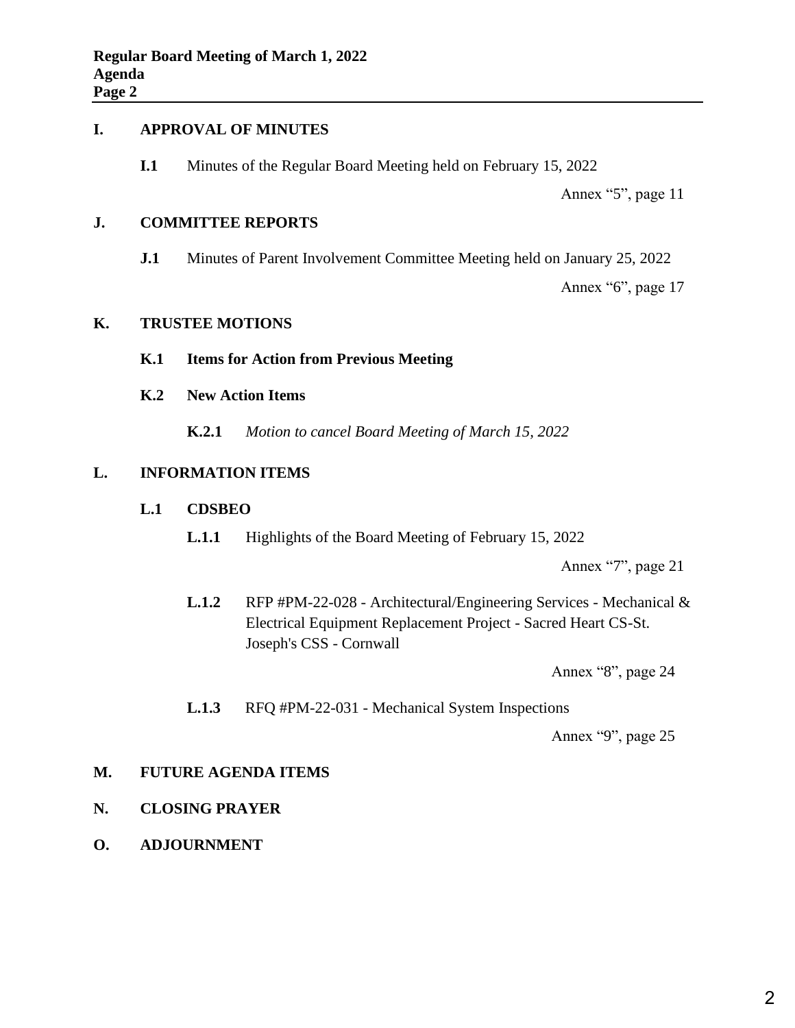## I. APPROVAL OF MINUTES

**I.1** Minutes of the Regular Board Meeting held on February 15, 2022

Annex “5”, page 11

## J. COMMITTEE REPORTS

**J.1** Minutes of Parent Involvement Committee Meeting held on January 25, 2022

Annex “6”, page 17

## K. TRUSTEE MOTIONS

### K.1 Items for Action from Previous Meeting

### K.2 New Action Items

**K.2.1** *Motion to cancel Board Meeting of March 15, 2022*

## L. INFORMATION ITEMS

### L.1 CDSBEO

**L.1.1** Highlights of the Board Meeting of February 15, 2022

Annex “7”, page 21

**L.1.2** RFP #PM-22-028 - Architectural/Engineering Services - Mechanical & Electrical Equipment Replacement Project - Sacred Heart CS-St. Joseph's CSS - Cornwall

Annex “8”, page 24

**L.1.3** RFQ #PM-22-031 - Mechanical System Inspections

Annex “9”, page 25

## M. FUTURE AGENDA ITEMS

## N. CLOSING PRAYER

## O. ADJOURNMENT